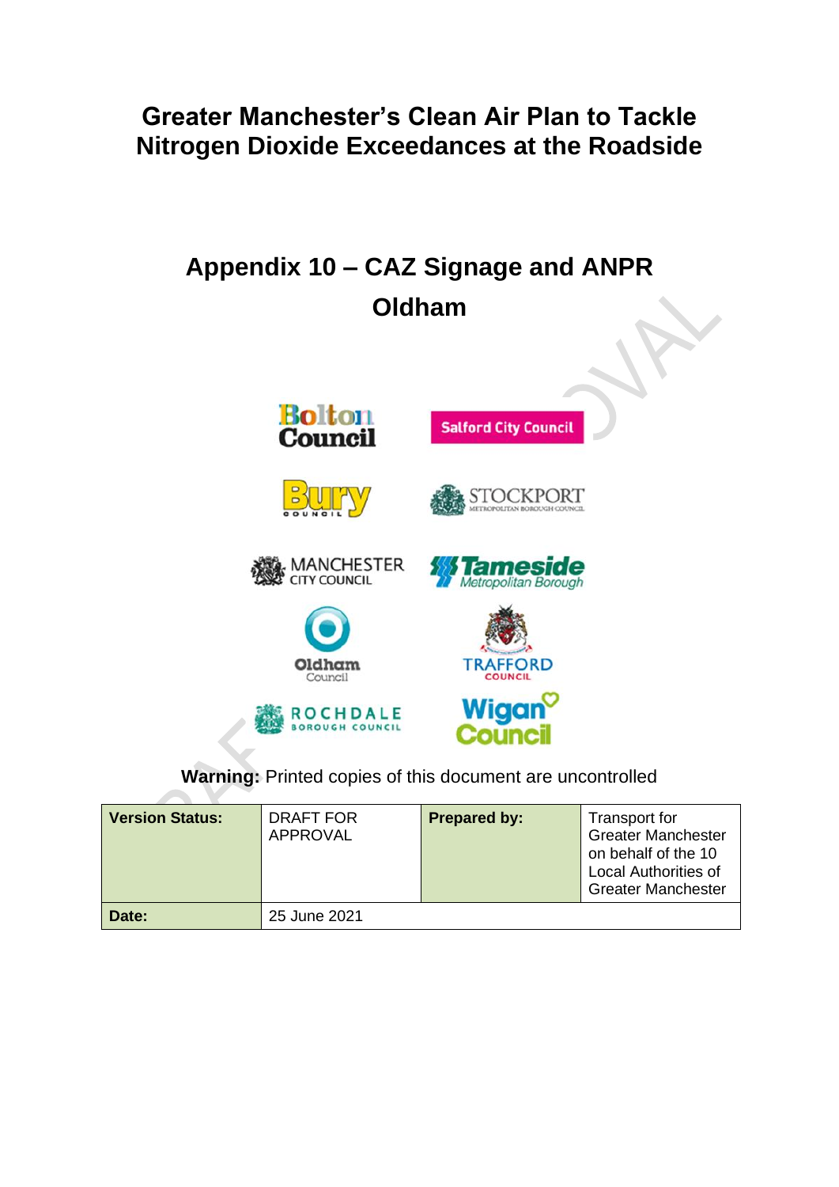# Greater Manchester's Clean Air Plan to Tackle Nitrogen Dioxide Exceedances at the Roadside

## Appendix 10 – CAZ Signage and ANPR

## Oldham

**Warning:** Printed copies of this document are uncontrolled

| **Version Status:** | DRAFT FOR APPROVAL | **Prepared by:** | Transport for Greater Manchester on behalf of the 10 Local Authorities of Greater Manchester |
|---|---|---|---|
| **Date:** | 25 June 2021 | | |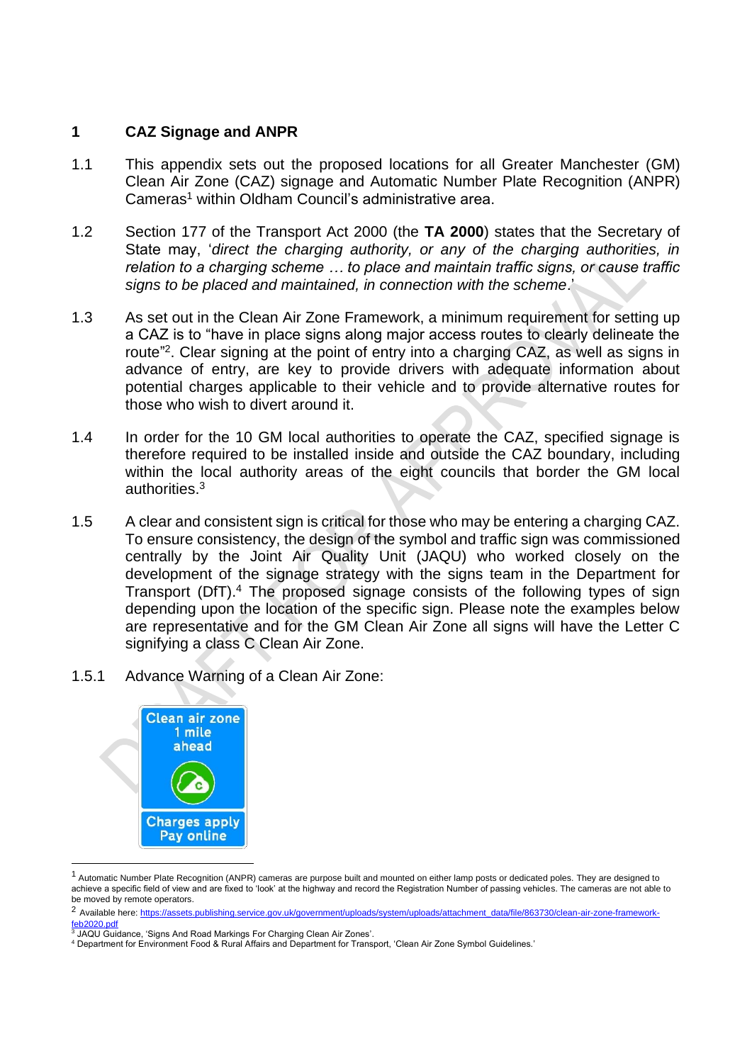## 1 CAZ Signage and ANPR

1.1 This appendix sets out the proposed locations for all Greater Manchester (GM) Clean Air Zone (CAZ) signage and Automatic Number Plate Recognition (ANPR) Cameras[1] within Oldham Council's administrative area.

1.2 Section 177 of the Transport Act 2000 (the **TA 2000**) states that the Secretary of State may, '*direct the charging authority, or any of the charging authorities, in relation to a charging scheme … to place and maintain traffic signs, or cause traffic signs to be placed and maintained, in connection with the scheme*.'

1.3 As set out in the Clean Air Zone Framework, a minimum requirement for setting up a CAZ is to "have in place signs along major access routes to clearly delineate the route"[2]. Clear signing at the point of entry into a charging CAZ, as well as signs in advance of entry, are key to provide drivers with adequate information about potential charges applicable to their vehicle and to provide alternative routes for those who wish to divert around it.

1.4 In order for the 10 GM local authorities to operate the CAZ, specified signage is therefore required to be installed inside and outside the CAZ boundary, including within the local authority areas of the eight councils that border the GM local authorities.[3]

1.5 A clear and consistent sign is critical for those who may be entering a charging CAZ. To ensure consistency, the design of the symbol and traffic sign was commissioned centrally by the Joint Air Quality Unit (JAQU) who worked closely on the development of the signage strategy with the signs team in the Department for Transport (DfT).[4] The proposed signage consists of the following types of sign depending upon the location of the specific sign. Please note the examples below are representative and for the GM Clean Air Zone all signs will have the Letter C signifying a class C Clean Air Zone.

1.5.1 Advance Warning of a Clean Air Zone:

Clean air zone
1 mile
ahead

Charges apply
Pay online

---

[1] Automatic Number Plate Recognition (ANPR) cameras are purpose built and mounted on either lamp posts or dedicated poles. They are designed to achieve a specific field of view and are fixed to 'look' at the highway and record the Registration Number of passing vehicles. The cameras are not able to be moved by remote operators.

[2] Available here: https://assets.publishing.service.gov.uk/government/uploads/system/uploads/attachment_data/file/863730/clean-air-zone-framework-feb2020.pdf

[3] JAQU Guidance, 'Signs And Road Markings For Charging Clean Air Zones'.

[4] Department for Environment Food & Rural Affairs and Department for Transport, 'Clean Air Zone Symbol Guidelines.'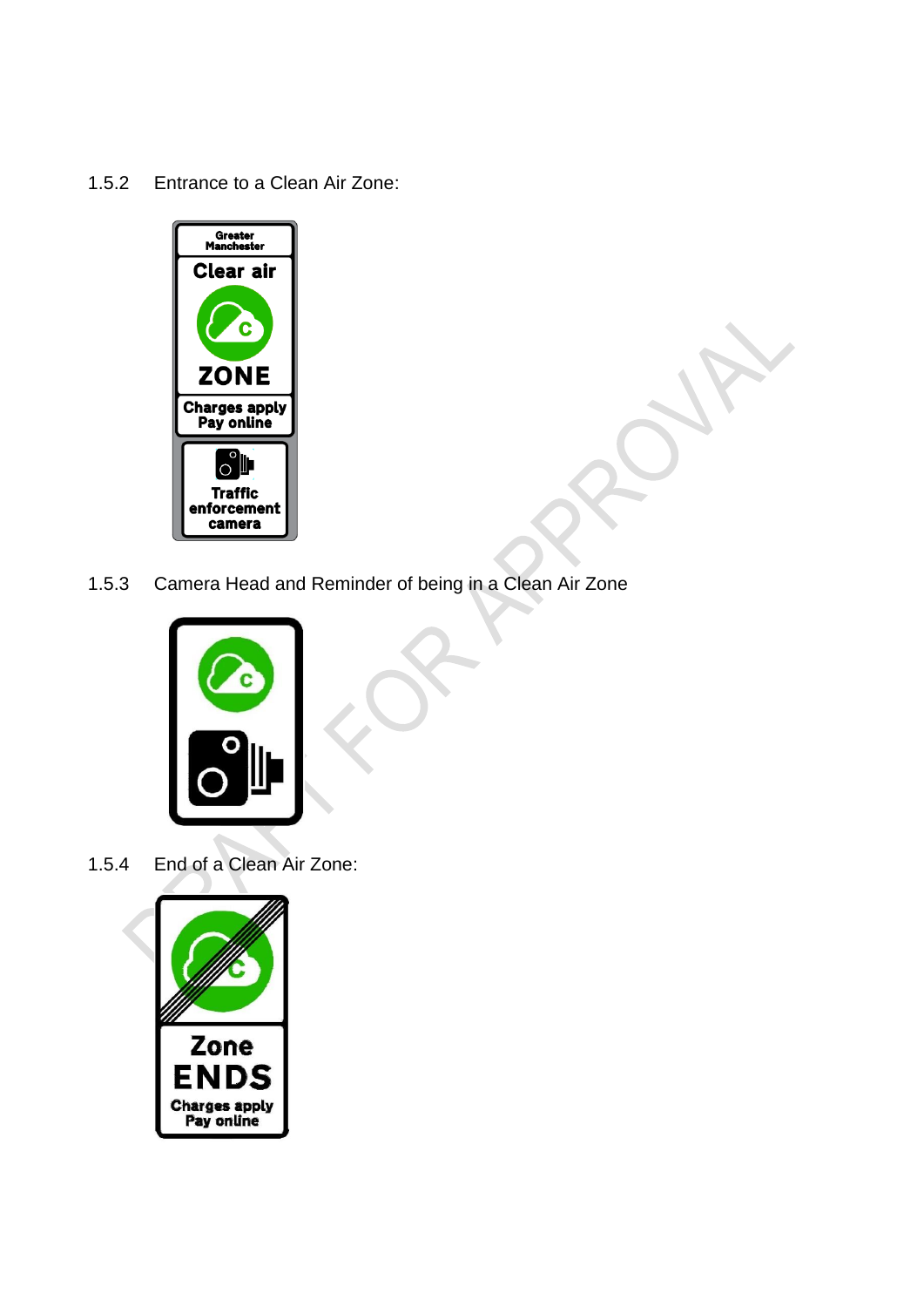1.5.2 Entrance to a Clean Air Zone:

Greater Manchester

Clear air

ZONE

Charges apply
Pay online

Traffic enforcement camera

1.5.3 Camera Head and Reminder of being in a Clean Air Zone

1.5.4 End of a Clean Air Zone:

Zone
ENDS
Charges apply
Pay online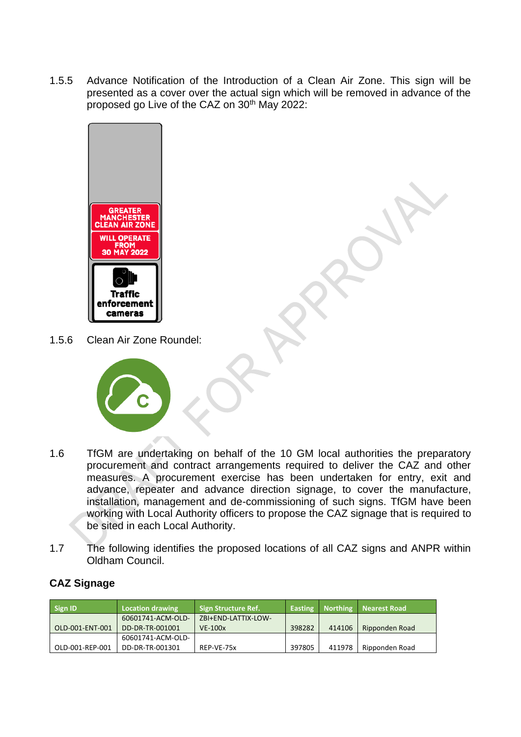1.5.5 Advance Notification of the Introduction of a Clean Air Zone. This sign will be presented as a cover over the actual sign which will be removed in advance of the proposed go Live of the CAZ on 30th May 2022:

1.5.6 Clean Air Zone Roundel:

1.6 TfGM are undertaking on behalf of the 10 GM local authorities the preparatory procurement and contract arrangements required to deliver the CAZ and other measures. A procurement exercise has been undertaken for entry, exit and advance, repeater and advance direction signage, to cover the manufacture, installation, management and de-commissioning of such signs. TfGM have been working with Local Authority officers to propose the CAZ signage that is required to be sited in each Local Authority.

1.7 The following identifies the proposed locations of all CAZ signs and ANPR within Oldham Council.

## CAZ Signage

| Sign ID | Location drawing | Sign Structure Ref. | Easting | Northing | Nearest Road |
|---|---|---|---|---|---|
| OLD-001-ENT-001 | 60601741-ACM-OLD-DD-DR-TR-001001 | ZBI+END-LATTIX-LOW-VE-100x | 398282 | 414106 | Ripponden Road |
| OLD-001-REP-001 | 60601741-ACM-OLD-DD-DR-TR-001301 | REP-VE-75x | 397805 | 411978 | Ripponden Road |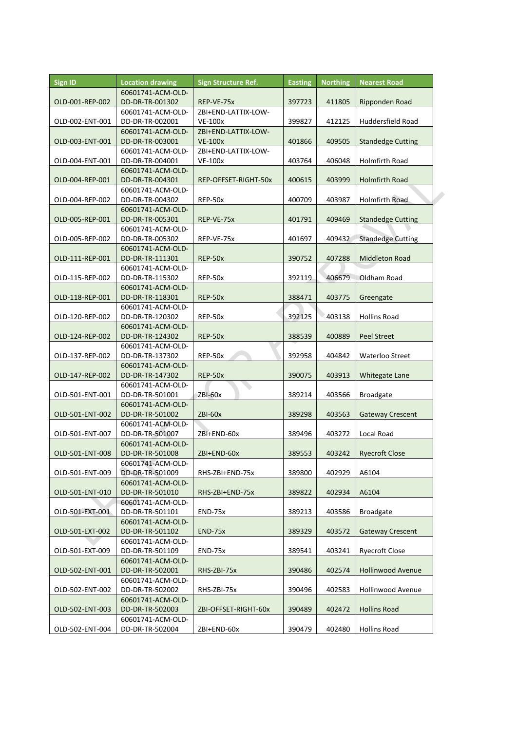| Sign ID | Location drawing | Sign Structure Ref. | Easting | Northing | Nearest Road |
|---|---|---|---|---|---|
| OLD-001-REP-002 | 60601741-ACM-OLD-DD-DR-TR-001302 | REP-VE-75x | 397723 | 411805 | Ripponden Road |
| OLD-002-ENT-001 | 60601741-ACM-OLD-DD-DR-TR-002001 | ZBI+END-LATTIX-LOW-VE-100x | 399827 | 412125 | Huddersfield Road |
| OLD-003-ENT-001 | 60601741-ACM-OLD-DD-DR-TR-003001 | ZBI+END-LATTIX-LOW-VE-100x | 401866 | 409505 | Standedge Cutting |
| OLD-004-ENT-001 | 60601741-ACM-OLD-DD-DR-TR-004001 | ZBI+END-LATTIX-LOW-VE-100x | 403764 | 406048 | Holmfirth Road |
| OLD-004-REP-001 | 60601741-ACM-OLD-DD-DR-TR-004301 | REP-OFFSET-RIGHT-50x | 400615 | 403999 | Holmfirth Road |
| OLD-004-REP-002 | 60601741-ACM-OLD-DD-DR-TR-004302 | REP-50x | 400709 | 403987 | Holmfirth Road |
| OLD-005-REP-001 | 60601741-ACM-OLD-DD-DR-TR-005301 | REP-VE-75x | 401791 | 409469 | Standedge Cutting |
| OLD-005-REP-002 | 60601741-ACM-OLD-DD-DR-TR-005302 | REP-VE-75x | 401697 | 409432 | Standedge Cutting |
| OLD-111-REP-001 | 60601741-ACM-OLD-DD-DR-TR-111301 | REP-50x | 390752 | 407288 | Middleton Road |
| OLD-115-REP-002 | 60601741-ACM-OLD-DD-DR-TR-115302 | REP-50x | 392119 | 406679 | Oldham Road |
| OLD-118-REP-001 | 60601741-ACM-OLD-DD-DR-TR-118301 | REP-50x | 388471 | 403775 | Greengate |
| OLD-120-REP-002 | 60601741-ACM-OLD-DD-DR-TR-120302 | REP-50x | 392125 | 403138 | Hollins Road |
| OLD-124-REP-002 | 60601741-ACM-OLD-DD-DR-TR-124302 | REP-50x | 388539 | 400889 | Peel Street |
| OLD-137-REP-002 | 60601741-ACM-OLD-DD-DR-TR-137302 | REP-50x | 392958 | 404842 | Waterloo Street |
| OLD-147-REP-002 | 60601741-ACM-OLD-DD-DR-TR-147302 | REP-50x | 390075 | 403913 | Whitegate Lane |
| OLD-501-ENT-001 | 60601741-ACM-OLD-DD-DR-TR-501001 | ZBI-60x | 389214 | 403566 | Broadgate |
| OLD-501-ENT-002 | 60601741-ACM-OLD-DD-DR-TR-501002 | ZBI-60x | 389298 | 403563 | Gateway Crescent |
| OLD-501-ENT-007 | 60601741-ACM-OLD-DD-DR-TR-501007 | ZBI+END-60x | 389496 | 403272 | Local Road |
| OLD-501-ENT-008 | 60601741-ACM-OLD-DD-DR-TR-501008 | ZBI+END-60x | 389553 | 403242 | Ryecroft Close |
| OLD-501-ENT-009 | 60601741-ACM-OLD-DD-DR-TR-501009 | RHS-ZBI+END-75x | 389800 | 402929 | A6104 |
| OLD-501-ENT-010 | 60601741-ACM-OLD-DD-DR-TR-501010 | RHS-ZBI+END-75x | 389822 | 402934 | A6104 |
| OLD-501-EXT-001 | 60601741-ACM-OLD-DD-DR-TR-501101 | END-75x | 389213 | 403586 | Broadgate |
| OLD-501-EXT-002 | 60601741-ACM-OLD-DD-DR-TR-501102 | END-75x | 389329 | 403572 | Gateway Crescent |
| OLD-501-EXT-009 | 60601741-ACM-OLD-DD-DR-TR-501109 | END-75x | 389541 | 403241 | Ryecroft Close |
| OLD-502-ENT-001 | 60601741-ACM-OLD-DD-DR-TR-502001 | RHS-ZBI-75x | 390486 | 402574 | Hollinwood Avenue |
| OLD-502-ENT-002 | 60601741-ACM-OLD-DD-DR-TR-502002 | RHS-ZBI-75x | 390496 | 402583 | Hollinwood Avenue |
| OLD-502-ENT-003 | 60601741-ACM-OLD-DD-DR-TR-502003 | ZBI-OFFSET-RIGHT-60x | 390489 | 402472 | Hollins Road |
| OLD-502-ENT-004 | 60601741-ACM-OLD-DD-DR-TR-502004 | ZBI+END-60x | 390479 | 402480 | Hollins Road |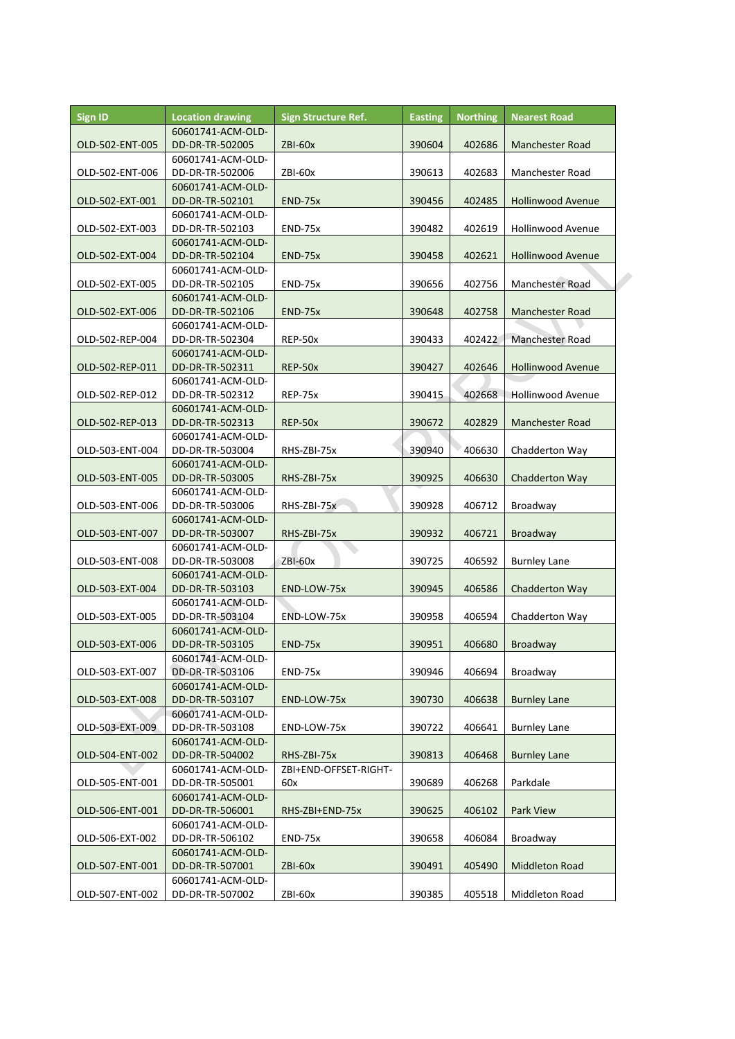| Sign ID | Location drawing | Sign Structure Ref. | Easting | Northing | Nearest Road |
|---|---|---|---|---|---|
| OLD-502-ENT-005 | 60601741-ACM-OLD-DD-DR-TR-502005 | ZBI-60x | 390604 | 402686 | Manchester Road |
| OLD-502-ENT-006 | 60601741-ACM-OLD-DD-DR-TR-502006 | ZBI-60x | 390613 | 402683 | Manchester Road |
| OLD-502-EXT-001 | 60601741-ACM-OLD-DD-DR-TR-502101 | END-75x | 390456 | 402485 | Hollinwood Avenue |
| OLD-502-EXT-003 | 60601741-ACM-OLD-DD-DR-TR-502103 | END-75x | 390482 | 402619 | Hollinwood Avenue |
| OLD-502-EXT-004 | 60601741-ACM-OLD-DD-DR-TR-502104 | END-75x | 390458 | 402621 | Hollinwood Avenue |
| OLD-502-EXT-005 | 60601741-ACM-OLD-DD-DR-TR-502105 | END-75x | 390656 | 402756 | Manchester Road |
| OLD-502-EXT-006 | 60601741-ACM-OLD-DD-DR-TR-502106 | END-75x | 390648 | 402758 | Manchester Road |
| OLD-502-REP-004 | 60601741-ACM-OLD-DD-DR-TR-502304 | REP-50x | 390433 | 402422 | Manchester Road |
| OLD-502-REP-011 | 60601741-ACM-OLD-DD-DR-TR-502311 | REP-50x | 390427 | 402646 | Hollinwood Avenue |
| OLD-502-REP-012 | 60601741-ACM-OLD-DD-DR-TR-502312 | REP-75x | 390415 | 402668 | Hollinwood Avenue |
| OLD-502-REP-013 | 60601741-ACM-OLD-DD-DR-TR-502313 | REP-50x | 390672 | 402829 | Manchester Road |
| OLD-503-ENT-004 | 60601741-ACM-OLD-DD-DR-TR-503004 | RHS-ZBI-75x | 390940 | 406630 | Chadderton Way |
| OLD-503-ENT-005 | 60601741-ACM-OLD-DD-DR-TR-503005 | RHS-ZBI-75x | 390925 | 406630 | Chadderton Way |
| OLD-503-ENT-006 | 60601741-ACM-OLD-DD-DR-TR-503006 | RHS-ZBI-75x | 390928 | 406712 | Broadway |
| OLD-503-ENT-007 | 60601741-ACM-OLD-DD-DR-TR-503007 | RHS-ZBI-75x | 390932 | 406721 | Broadway |
| OLD-503-ENT-008 | 60601741-ACM-OLD-DD-DR-TR-503008 | ZBI-60x | 390725 | 406592 | Burnley Lane |
| OLD-503-EXT-004 | 60601741-ACM-OLD-DD-DR-TR-503103 | END-LOW-75x | 390945 | 406586 | Chadderton Way |
| OLD-503-EXT-005 | 60601741-ACM-OLD-DD-DR-TR-503104 | END-LOW-75x | 390958 | 406594 | Chadderton Way |
| OLD-503-EXT-006 | 60601741-ACM-OLD-DD-DR-TR-503105 | END-75x | 390951 | 406680 | Broadway |
| OLD-503-EXT-007 | 60601741-ACM-OLD-DD-DR-TR-503106 | END-75x | 390946 | 406694 | Broadway |
| OLD-503-EXT-008 | 60601741-ACM-OLD-DD-DR-TR-503107 | END-LOW-75x | 390730 | 406638 | Burnley Lane |
| OLD-503-EXT-009 | 60601741-ACM-OLD-DD-DR-TR-503108 | END-LOW-75x | 390722 | 406641 | Burnley Lane |
| OLD-504-ENT-002 | 60601741-ACM-OLD-DD-DR-TR-504002 | RHS-ZBI-75x | 390813 | 406468 | Burnley Lane |
| OLD-505-ENT-001 | 60601741-ACM-OLD-DD-DR-TR-505001 | ZBI+END-OFFSET-RIGHT-60x | 390689 | 406268 | Parkdale |
| OLD-506-ENT-001 | 60601741-ACM-OLD-DD-DR-TR-506001 | RHS-ZBI+END-75x | 390625 | 406102 | Park View |
| OLD-506-EXT-002 | 60601741-ACM-OLD-DD-DR-TR-506102 | END-75x | 390658 | 406084 | Broadway |
| OLD-507-ENT-001 | 60601741-ACM-OLD-DD-DR-TR-507001 | ZBI-60x | 390491 | 405490 | Middleton Road |
| OLD-507-ENT-002 | 60601741-ACM-OLD-DD-DR-TR-507002 | ZBI-60x | 390385 | 405518 | Middleton Road |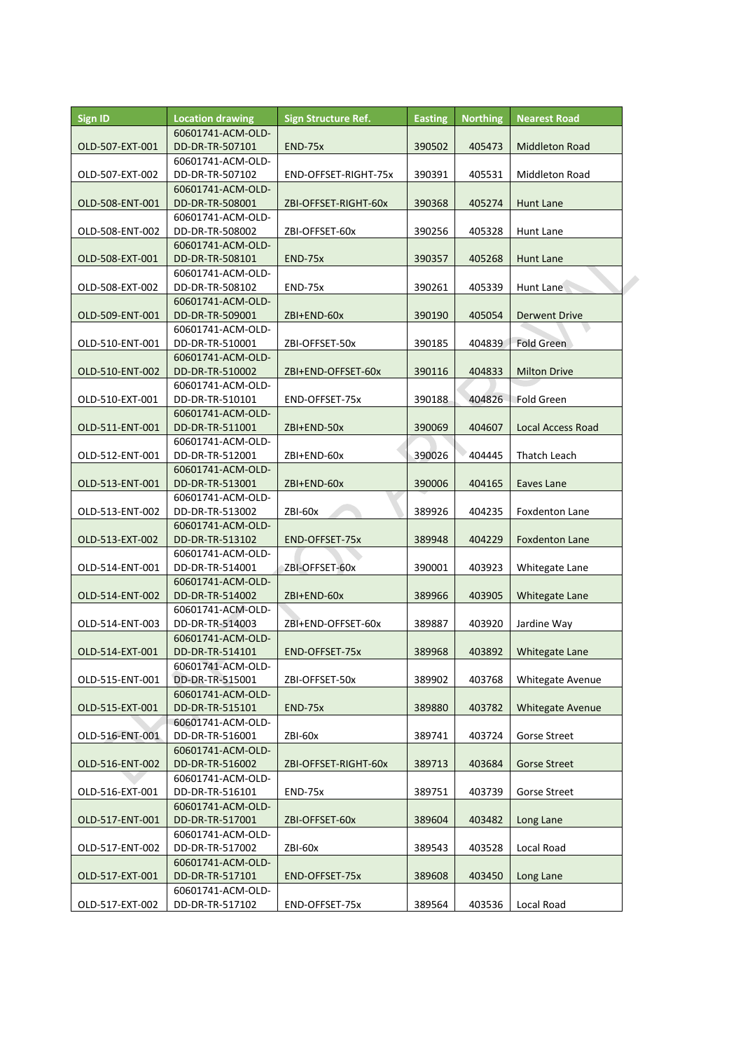| Sign ID | Location drawing | Sign Structure Ref. | Easting | Northing | Nearest Road |
|---|---|---|---|---|---|
| OLD-507-EXT-001 | 60601741-ACM-OLD-DD-DR-TR-507101 | END-75x | 390502 | 405473 | Middleton Road |
| OLD-507-EXT-002 | 60601741-ACM-OLD-DD-DR-TR-507102 | END-OFFSET-RIGHT-75x | 390391 | 405531 | Middleton Road |
| OLD-508-ENT-001 | 60601741-ACM-OLD-DD-DR-TR-508001 | ZBI-OFFSET-RIGHT-60x | 390368 | 405274 | Hunt Lane |
| OLD-508-ENT-002 | 60601741-ACM-OLD-DD-DR-TR-508002 | ZBI-OFFSET-60x | 390256 | 405328 | Hunt Lane |
| OLD-508-EXT-001 | 60601741-ACM-OLD-DD-DR-TR-508101 | END-75x | 390357 | 405268 | Hunt Lane |
| OLD-508-EXT-002 | 60601741-ACM-OLD-DD-DR-TR-508102 | END-75x | 390261 | 405339 | Hunt Lane |
| OLD-509-ENT-001 | 60601741-ACM-OLD-DD-DR-TR-509001 | ZBI+END-60x | 390190 | 405054 | Derwent Drive |
| OLD-510-ENT-001 | 60601741-ACM-OLD-DD-DR-TR-510001 | ZBI-OFFSET-50x | 390185 | 404839 | Fold Green |
| OLD-510-ENT-002 | 60601741-ACM-OLD-DD-DR-TR-510002 | ZBI+END-OFFSET-60x | 390116 | 404833 | Milton Drive |
| OLD-510-EXT-001 | 60601741-ACM-OLD-DD-DR-TR-510101 | END-OFFSET-75x | 390188 | 404826 | Fold Green |
| OLD-511-ENT-001 | 60601741-ACM-OLD-DD-DR-TR-511001 | ZBI+END-50x | 390069 | 404607 | Local Access Road |
| OLD-512-ENT-001 | 60601741-ACM-OLD-DD-DR-TR-512001 | ZBI+END-60x | 390026 | 404445 | Thatch Leach |
| OLD-513-ENT-001 | 60601741-ACM-OLD-DD-DR-TR-513001 | ZBI+END-60x | 390006 | 404165 | Eaves Lane |
| OLD-513-ENT-002 | 60601741-ACM-OLD-DD-DR-TR-513002 | ZBI-60x | 389926 | 404235 | Foxdenton Lane |
| OLD-513-EXT-002 | 60601741-ACM-OLD-DD-DR-TR-513102 | END-OFFSET-75x | 389948 | 404229 | Foxdenton Lane |
| OLD-514-ENT-001 | 60601741-ACM-OLD-DD-DR-TR-514001 | ZBI-OFFSET-60x | 390001 | 403923 | Whitegate Lane |
| OLD-514-ENT-002 | 60601741-ACM-OLD-DD-DR-TR-514002 | ZBI+END-60x | 389966 | 403905 | Whitegate Lane |
| OLD-514-ENT-003 | 60601741-ACM-OLD-DD-DR-TR-514003 | ZBI+END-OFFSET-60x | 389887 | 403920 | Jardine Way |
| OLD-514-EXT-001 | 60601741-ACM-OLD-DD-DR-TR-514101 | END-OFFSET-75x | 389968 | 403892 | Whitegate Lane |
| OLD-515-ENT-001 | 60601741-ACM-OLD-DD-DR-TR-515001 | ZBI-OFFSET-50x | 389902 | 403768 | Whitegate Avenue |
| OLD-515-EXT-001 | 60601741-ACM-OLD-DD-DR-TR-515101 | END-75x | 389880 | 403782 | Whitegate Avenue |
| OLD-516-ENT-001 | 60601741-ACM-OLD-DD-DR-TR-516001 | ZBI-60x | 389741 | 403724 | Gorse Street |
| OLD-516-ENT-002 | 60601741-ACM-OLD-DD-DR-TR-516002 | ZBI-OFFSET-RIGHT-60x | 389713 | 403684 | Gorse Street |
| OLD-516-EXT-001 | 60601741-ACM-OLD-DD-DR-TR-516101 | END-75x | 389751 | 403739 | Gorse Street |
| OLD-517-ENT-001 | 60601741-ACM-OLD-DD-DR-TR-517001 | ZBI-OFFSET-60x | 389604 | 403482 | Long Lane |
| OLD-517-ENT-002 | 60601741-ACM-OLD-DD-DR-TR-517002 | ZBI-60x | 389543 | 403528 | Local Road |
| OLD-517-EXT-001 | 60601741-ACM-OLD-DD-DR-TR-517101 | END-OFFSET-75x | 389608 | 403450 | Long Lane |
| OLD-517-EXT-002 | 60601741-ACM-OLD-DD-DR-TR-517102 | END-OFFSET-75x | 389564 | 403536 | Local Road |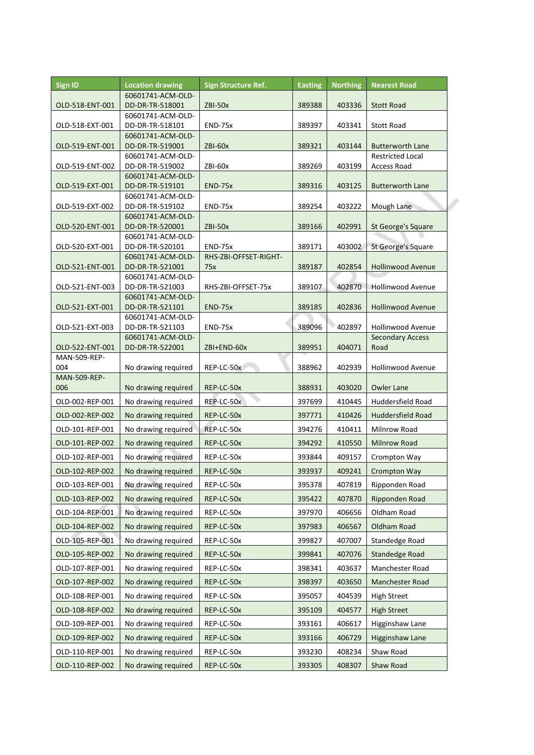| Sign ID | Location drawing | Sign Structure Ref. | Easting | Northing | Nearest Road |
|---|---|---|---|---|---|
| OLD-518-ENT-001 | 60601741-ACM-OLD-DD-DR-TR-518001 | ZBI-50x | 389388 | 403336 | Stott Road |
| OLD-518-EXT-001 | 60601741-ACM-OLD-DD-DR-TR-518101 | END-75x | 389397 | 403341 | Stott Road |
| OLD-519-ENT-001 | 60601741-ACM-OLD-DD-DR-TR-519001 | ZBI-60x | 389321 | 403144 | Butterworth Lane |
| OLD-519-ENT-002 | 60601741-ACM-OLD-DD-DR-TR-519002 | ZBI-60x | 389269 | 403199 | Restricted Local Access Road |
| OLD-519-EXT-001 | 60601741-ACM-OLD-DD-DR-TR-519101 | END-75x | 389316 | 403125 | Butterworth Lane |
| OLD-519-EXT-002 | 60601741-ACM-OLD-DD-DR-TR-519102 | END-75x | 389254 | 403222 | Mough Lane |
| OLD-520-ENT-001 | 60601741-ACM-OLD-DD-DR-TR-520001 | ZBI-50x | 389166 | 402991 | St George's Square |
| OLD-520-EXT-001 | 60601741-ACM-OLD-DD-DR-TR-520101 | END-75x | 389171 | 403002 | St George's Square |
| OLD-521-ENT-001 | 60601741-ACM-OLD-DD-DR-TR-521001 | RHS-ZBI-OFFSET-RIGHT-75x | 389187 | 402854 | Hollinwood Avenue |
| OLD-521-ENT-003 | 60601741-ACM-OLD-DD-DR-TR-521003 | RHS-ZBI-OFFSET-75x | 389107 | 402870 | Hollinwood Avenue |
| OLD-521-EXT-001 | 60601741-ACM-OLD-DD-DR-TR-521101 | END-75x | 389185 | 402836 | Hollinwood Avenue |
| OLD-521-EXT-003 | 60601741-ACM-OLD-DD-DR-TR-521103 | END-75x | 389096 | 402897 | Hollinwood Avenue |
| OLD-522-ENT-001 | 60601741-ACM-OLD-DD-DR-TR-522001 | ZBI+END-60x | 389951 | 404071 | Secondary Access Road |
| MAN-509-REP-004 | No drawing required | REP-LC-50x | 388962 | 402939 | Hollinwood Avenue |
| MAN-509-REP-006 | No drawing required | REP-LC-50x | 388931 | 403020 | Owler Lane |
| OLD-002-REP-001 | No drawing required | REP-LC-50x | 397699 | 410445 | Huddersfield Road |
| OLD-002-REP-002 | No drawing required | REP-LC-50x | 397771 | 410426 | Huddersfield Road |
| OLD-101-REP-001 | No drawing required | REP-LC-50x | 394276 | 410411 | Milnrow Road |
| OLD-101-REP-002 | No drawing required | REP-LC-50x | 394292 | 410550 | Milnrow Road |
| OLD-102-REP-001 | No drawing required | REP-LC-50x | 393844 | 409157 | Crompton Way |
| OLD-102-REP-002 | No drawing required | REP-LC-50x | 393937 | 409241 | Crompton Way |
| OLD-103-REP-001 | No drawing required | REP-LC-50x | 395378 | 407819 | Ripponden Road |
| OLD-103-REP-002 | No drawing required | REP-LC-50x | 395422 | 407870 | Ripponden Road |
| OLD-104-REP-001 | No drawing required | REP-LC-50x | 397970 | 406656 | Oldham Road |
| OLD-104-REP-002 | No drawing required | REP-LC-50x | 397983 | 406567 | Oldham Road |
| OLD-105-REP-001 | No drawing required | REP-LC-50x | 399827 | 407007 | Standedge Road |
| OLD-105-REP-002 | No drawing required | REP-LC-50x | 399841 | 407076 | Standedge Road |
| OLD-107-REP-001 | No drawing required | REP-LC-50x | 398341 | 403637 | Manchester Road |
| OLD-107-REP-002 | No drawing required | REP-LC-50x | 398397 | 403650 | Manchester Road |
| OLD-108-REP-001 | No drawing required | REP-LC-50x | 395057 | 404539 | High Street |
| OLD-108-REP-002 | No drawing required | REP-LC-50x | 395109 | 404577 | High Street |
| OLD-109-REP-001 | No drawing required | REP-LC-50x | 393161 | 406617 | Higginshaw Lane |
| OLD-109-REP-002 | No drawing required | REP-LC-50x | 393166 | 406729 | Higginshaw Lane |
| OLD-110-REP-001 | No drawing required | REP-LC-50x | 393230 | 408234 | Shaw Road |
| OLD-110-REP-002 | No drawing required | REP-LC-50x | 393305 | 408307 | Shaw Road |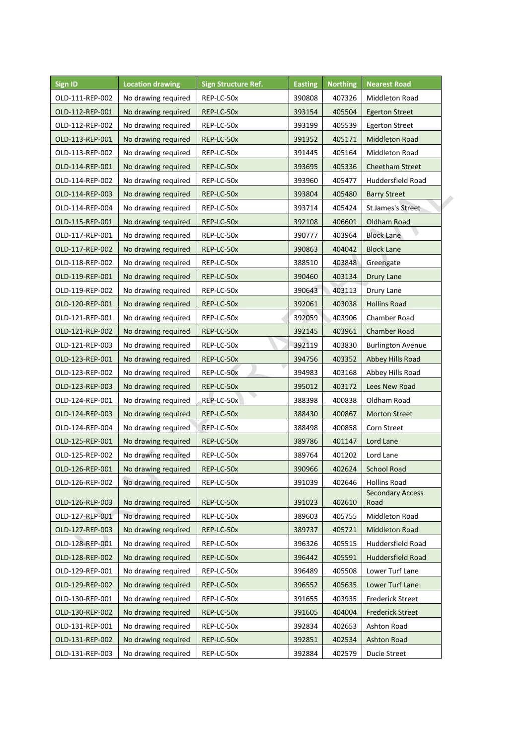| Sign ID | Location drawing | Sign Structure Ref. | Easting | Northing | Nearest Road |
|---|---|---|---|---|---|
| OLD-111-REP-002 | No drawing required | REP-LC-50x | 390808 | 407326 | Middleton Road |
| OLD-112-REP-001 | No drawing required | REP-LC-50x | 393154 | 405504 | Egerton Street |
| OLD-112-REP-002 | No drawing required | REP-LC-50x | 393199 | 405539 | Egerton Street |
| OLD-113-REP-001 | No drawing required | REP-LC-50x | 391352 | 405171 | Middleton Road |
| OLD-113-REP-002 | No drawing required | REP-LC-50x | 391445 | 405164 | Middleton Road |
| OLD-114-REP-001 | No drawing required | REP-LC-50x | 393695 | 405336 | Cheetham Street |
| OLD-114-REP-002 | No drawing required | REP-LC-50x | 393960 | 405477 | Huddersfield Road |
| OLD-114-REP-003 | No drawing required | REP-LC-50x | 393804 | 405480 | Barry Street |
| OLD-114-REP-004 | No drawing required | REP-LC-50x | 393714 | 405424 | St James's Street |
| OLD-115-REP-001 | No drawing required | REP-LC-50x | 392108 | 406601 | Oldham Road |
| OLD-117-REP-001 | No drawing required | REP-LC-50x | 390777 | 403964 | Block Lane |
| OLD-117-REP-002 | No drawing required | REP-LC-50x | 390863 | 404042 | Block Lane |
| OLD-118-REP-002 | No drawing required | REP-LC-50x | 388510 | 403848 | Greengate |
| OLD-119-REP-001 | No drawing required | REP-LC-50x | 390460 | 403134 | Drury Lane |
| OLD-119-REP-002 | No drawing required | REP-LC-50x | 390643 | 403113 | Drury Lane |
| OLD-120-REP-001 | No drawing required | REP-LC-50x | 392061 | 403038 | Hollins Road |
| OLD-121-REP-001 | No drawing required | REP-LC-50x | 392059 | 403906 | Chamber Road |
| OLD-121-REP-002 | No drawing required | REP-LC-50x | 392145 | 403961 | Chamber Road |
| OLD-121-REP-003 | No drawing required | REP-LC-50x | 392119 | 403830 | Burlington Avenue |
| OLD-123-REP-001 | No drawing required | REP-LC-50x | 394756 | 403352 | Abbey Hills Road |
| OLD-123-REP-002 | No drawing required | REP-LC-50x | 394983 | 403168 | Abbey Hills Road |
| OLD-123-REP-003 | No drawing required | REP-LC-50x | 395012 | 403172 | Lees New Road |
| OLD-124-REP-001 | No drawing required | REP-LC-50x | 388398 | 400838 | Oldham Road |
| OLD-124-REP-003 | No drawing required | REP-LC-50x | 388430 | 400867 | Morton Street |
| OLD-124-REP-004 | No drawing required | REP-LC-50x | 388498 | 400858 | Corn Street |
| OLD-125-REP-001 | No drawing required | REP-LC-50x | 389786 | 401147 | Lord Lane |
| OLD-125-REP-002 | No drawing required | REP-LC-50x | 389764 | 401202 | Lord Lane |
| OLD-126-REP-001 | No drawing required | REP-LC-50x | 390966 | 402624 | School Road |
| OLD-126-REP-002 | No drawing required | REP-LC-50x | 391039 | 402646 | Hollins Road |
| OLD-126-REP-003 | No drawing required | REP-LC-50x | 391023 | 402610 | Secondary Access Road |
| OLD-127-REP-001 | No drawing required | REP-LC-50x | 389603 | 405755 | Middleton Road |
| OLD-127-REP-003 | No drawing required | REP-LC-50x | 389737 | 405721 | Middleton Road |
| OLD-128-REP-001 | No drawing required | REP-LC-50x | 396326 | 405515 | Huddersfield Road |
| OLD-128-REP-002 | No drawing required | REP-LC-50x | 396442 | 405591 | Huddersfield Road |
| OLD-129-REP-001 | No drawing required | REP-LC-50x | 396489 | 405508 | Lower Turf Lane |
| OLD-129-REP-002 | No drawing required | REP-LC-50x | 396552 | 405635 | Lower Turf Lane |
| OLD-130-REP-001 | No drawing required | REP-LC-50x | 391655 | 403935 | Frederick Street |
| OLD-130-REP-002 | No drawing required | REP-LC-50x | 391605 | 404004 | Frederick Street |
| OLD-131-REP-001 | No drawing required | REP-LC-50x | 392834 | 402653 | Ashton Road |
| OLD-131-REP-002 | No drawing required | REP-LC-50x | 392851 | 402534 | Ashton Road |
| OLD-131-REP-003 | No drawing required | REP-LC-50x | 392884 | 402579 | Ducie Street |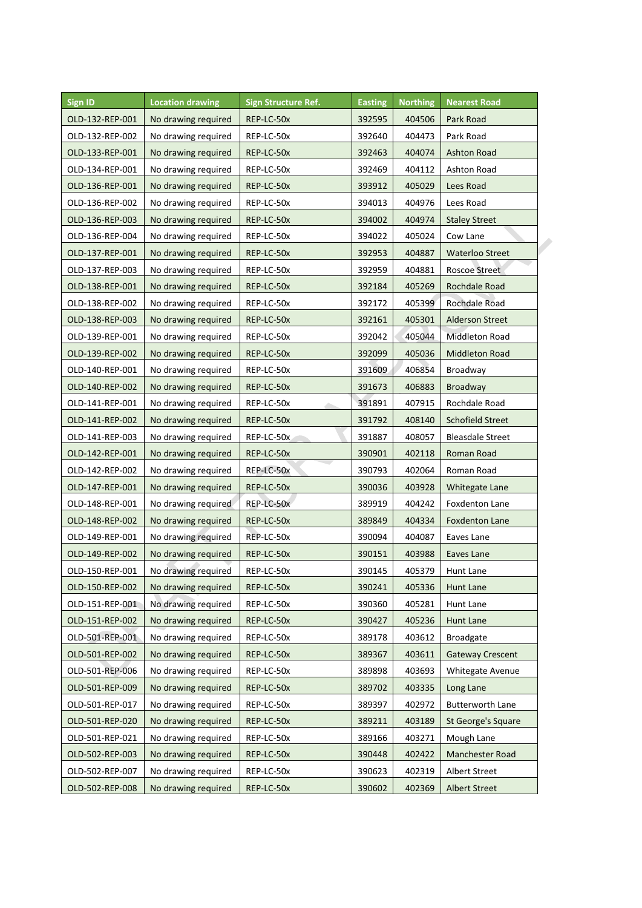| Sign ID | Location drawing | Sign Structure Ref. | Easting | Northing | Nearest Road |
|---|---|---|---|---|---|
| OLD-132-REP-001 | No drawing required | REP-LC-50x | 392595 | 404506 | Park Road |
| OLD-132-REP-002 | No drawing required | REP-LC-50x | 392640 | 404473 | Park Road |
| OLD-133-REP-001 | No drawing required | REP-LC-50x | 392463 | 404074 | Ashton Road |
| OLD-134-REP-001 | No drawing required | REP-LC-50x | 392469 | 404112 | Ashton Road |
| OLD-136-REP-001 | No drawing required | REP-LC-50x | 393912 | 405029 | Lees Road |
| OLD-136-REP-002 | No drawing required | REP-LC-50x | 394013 | 404976 | Lees Road |
| OLD-136-REP-003 | No drawing required | REP-LC-50x | 394002 | 404974 | Staley Street |
| OLD-136-REP-004 | No drawing required | REP-LC-50x | 394022 | 405024 | Cow Lane |
| OLD-137-REP-001 | No drawing required | REP-LC-50x | 392953 | 404887 | Waterloo Street |
| OLD-137-REP-003 | No drawing required | REP-LC-50x | 392959 | 404881 | Roscoe Street |
| OLD-138-REP-001 | No drawing required | REP-LC-50x | 392184 | 405269 | Rochdale Road |
| OLD-138-REP-002 | No drawing required | REP-LC-50x | 392172 | 405399 | Rochdale Road |
| OLD-138-REP-003 | No drawing required | REP-LC-50x | 392161 | 405301 | Alderson Street |
| OLD-139-REP-001 | No drawing required | REP-LC-50x | 392042 | 405044 | Middleton Road |
| OLD-139-REP-002 | No drawing required | REP-LC-50x | 392099 | 405036 | Middleton Road |
| OLD-140-REP-001 | No drawing required | REP-LC-50x | 391609 | 406854 | Broadway |
| OLD-140-REP-002 | No drawing required | REP-LC-50x | 391673 | 406883 | Broadway |
| OLD-141-REP-001 | No drawing required | REP-LC-50x | 391891 | 407915 | Rochdale Road |
| OLD-141-REP-002 | No drawing required | REP-LC-50x | 391792 | 408140 | Schofield Street |
| OLD-141-REP-003 | No drawing required | REP-LC-50x | 391887 | 408057 | Bleasdale Street |
| OLD-142-REP-001 | No drawing required | REP-LC-50x | 390901 | 402118 | Roman Road |
| OLD-142-REP-002 | No drawing required | REP-LC-50x | 390793 | 402064 | Roman Road |
| OLD-147-REP-001 | No drawing required | REP-LC-50x | 390036 | 403928 | Whitegate Lane |
| OLD-148-REP-001 | No drawing required | REP-LC-50x | 389919 | 404242 | Foxdenton Lane |
| OLD-148-REP-002 | No drawing required | REP-LC-50x | 389849 | 404334 | Foxdenton Lane |
| OLD-149-REP-001 | No drawing required | REP-LC-50x | 390094 | 404087 | Eaves Lane |
| OLD-149-REP-002 | No drawing required | REP-LC-50x | 390151 | 403988 | Eaves Lane |
| OLD-150-REP-001 | No drawing required | REP-LC-50x | 390145 | 405379 | Hunt Lane |
| OLD-150-REP-002 | No drawing required | REP-LC-50x | 390241 | 405336 | Hunt Lane |
| OLD-151-REP-001 | No drawing required | REP-LC-50x | 390360 | 405281 | Hunt Lane |
| OLD-151-REP-002 | No drawing required | REP-LC-50x | 390427 | 405236 | Hunt Lane |
| OLD-501-REP-001 | No drawing required | REP-LC-50x | 389178 | 403612 | Broadgate |
| OLD-501-REP-002 | No drawing required | REP-LC-50x | 389367 | 403611 | Gateway Crescent |
| OLD-501-REP-006 | No drawing required | REP-LC-50x | 389898 | 403693 | Whitegate Avenue |
| OLD-501-REP-009 | No drawing required | REP-LC-50x | 389702 | 403335 | Long Lane |
| OLD-501-REP-017 | No drawing required | REP-LC-50x | 389397 | 402972 | Butterworth Lane |
| OLD-501-REP-020 | No drawing required | REP-LC-50x | 389211 | 403189 | St George's Square |
| OLD-501-REP-021 | No drawing required | REP-LC-50x | 389166 | 403271 | Mough Lane |
| OLD-502-REP-003 | No drawing required | REP-LC-50x | 390448 | 402422 | Manchester Road |
| OLD-502-REP-007 | No drawing required | REP-LC-50x | 390623 | 402319 | Albert Street |
| OLD-502-REP-008 | No drawing required | REP-LC-50x | 390602 | 402369 | Albert Street |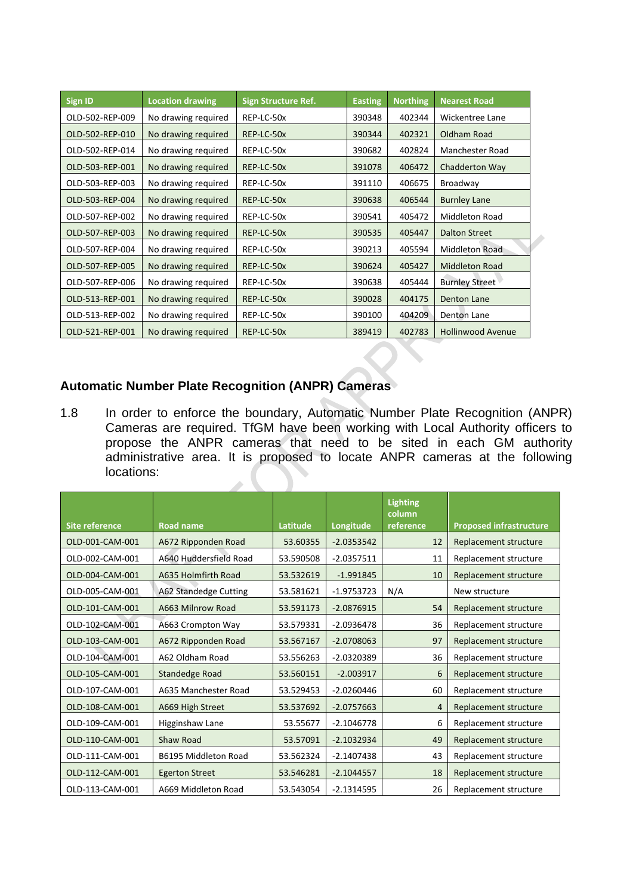| Sign ID | Location drawing | Sign Structure Ref. | Easting | Northing | Nearest Road |
|---|---|---|---|---|---|
| OLD-502-REP-009 | No drawing required | REP-LC-50x | 390348 | 402344 | Wickentree Lane |
| OLD-502-REP-010 | No drawing required | REP-LC-50x | 390344 | 402321 | Oldham Road |
| OLD-502-REP-014 | No drawing required | REP-LC-50x | 390682 | 402824 | Manchester Road |
| OLD-503-REP-001 | No drawing required | REP-LC-50x | 391078 | 406472 | Chadderton Way |
| OLD-503-REP-003 | No drawing required | REP-LC-50x | 391110 | 406675 | Broadway |
| OLD-503-REP-004 | No drawing required | REP-LC-50x | 390638 | 406544 | Burnley Lane |
| OLD-507-REP-002 | No drawing required | REP-LC-50x | 390541 | 405472 | Middleton Road |
| OLD-507-REP-003 | No drawing required | REP-LC-50x | 390535 | 405447 | Dalton Street |
| OLD-507-REP-004 | No drawing required | REP-LC-50x | 390213 | 405594 | Middleton Road |
| OLD-507-REP-005 | No drawing required | REP-LC-50x | 390624 | 405427 | Middleton Road |
| OLD-507-REP-006 | No drawing required | REP-LC-50x | 390638 | 405444 | Burnley Street |
| OLD-513-REP-001 | No drawing required | REP-LC-50x | 390028 | 404175 | Denton Lane |
| OLD-513-REP-002 | No drawing required | REP-LC-50x | 390100 | 404209 | Denton Lane |
| OLD-521-REP-001 | No drawing required | REP-LC-50x | 389419 | 402783 | Hollinwood Avenue |

## Automatic Number Plate Recognition (ANPR) Cameras

1.8 In order to enforce the boundary, Automatic Number Plate Recognition (ANPR) Cameras are required. TfGM have been working with Local Authority officers to propose the ANPR cameras that need to be sited in each GM authority administrative area. It is proposed to locate ANPR cameras at the following locations:

| Site reference | Road name | Latitude | Longitude | Lighting column reference | Proposed infrastructure |
|---|---|---|---|---|---|
| OLD-001-CAM-001 | A672 Ripponden Road | 53.60355 | -2.0353542 | 12 | Replacement structure |
| OLD-002-CAM-001 | A640 Huddersfield Road | 53.590508 | -2.0357511 | 11 | Replacement structure |
| OLD-004-CAM-001 | A635 Holmfirth Road | 53.532619 | -1.991845 | 10 | Replacement structure |
| OLD-005-CAM-001 | A62 Standedge Cutting | 53.581621 | -1.9753723 | N/A | New structure |
| OLD-101-CAM-001 | A663 Milnrow Road | 53.591173 | -2.0876915 | 54 | Replacement structure |
| OLD-102-CAM-001 | A663 Crompton Way | 53.579331 | -2.0936478 | 36 | Replacement structure |
| OLD-103-CAM-001 | A672 Ripponden Road | 53.567167 | -2.0708063 | 97 | Replacement structure |
| OLD-104-CAM-001 | A62 Oldham Road | 53.556263 | -2.0320389 | 36 | Replacement structure |
| OLD-105-CAM-001 | Standedge Road | 53.560151 | -2.003917 | 6 | Replacement structure |
| OLD-107-CAM-001 | A635 Manchester Road | 53.529453 | -2.0260446 | 60 | Replacement structure |
| OLD-108-CAM-001 | A669 High Street | 53.537692 | -2.0757663 | 4 | Replacement structure |
| OLD-109-CAM-001 | Higginshaw Lane | 53.55677 | -2.1046778 | 6 | Replacement structure |
| OLD-110-CAM-001 | Shaw Road | 53.57091 | -2.1032934 | 49 | Replacement structure |
| OLD-111-CAM-001 | B6195 Middleton Road | 53.562324 | -2.1407438 | 43 | Replacement structure |
| OLD-112-CAM-001 | Egerton Street | 53.546281 | -2.1044557 | 18 | Replacement structure |
| OLD-113-CAM-001 | A669 Middleton Road | 53.543054 | -2.1314595 | 26 | Replacement structure |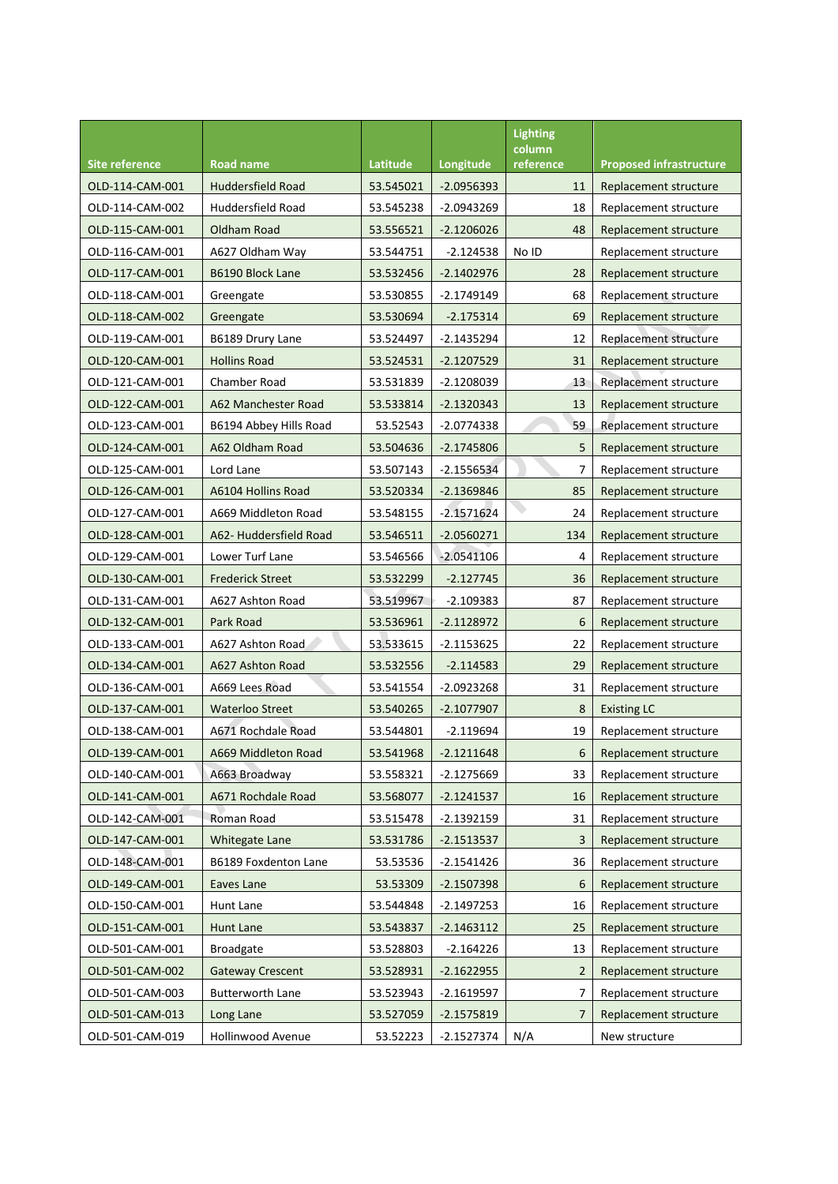| Site reference | Road name | Latitude | Longitude | Lighting column reference | Proposed infrastructure |
|---|---|---|---|---|---|
| OLD-114-CAM-001 | Huddersfield Road | 53.545021 | -2.0956393 | 11 | Replacement structure |
| OLD-114-CAM-002 | Huddersfield Road | 53.545238 | -2.0943269 | 18 | Replacement structure |
| OLD-115-CAM-001 | Oldham Road | 53.556521 | -2.1206026 | 48 | Replacement structure |
| OLD-116-CAM-001 | A627 Oldham Way | 53.544751 | -2.124538 | No ID | Replacement structure |
| OLD-117-CAM-001 | B6190 Block Lane | 53.532456 | -2.1402976 | 28 | Replacement structure |
| OLD-118-CAM-001 | Greengate | 53.530855 | -2.1749149 | 68 | Replacement structure |
| OLD-118-CAM-002 | Greengate | 53.530694 | -2.175314 | 69 | Replacement structure |
| OLD-119-CAM-001 | B6189 Drury Lane | 53.524497 | -2.1435294 | 12 | Replacement structure |
| OLD-120-CAM-001 | Hollins Road | 53.524531 | -2.1207529 | 31 | Replacement structure |
| OLD-121-CAM-001 | Chamber Road | 53.531839 | -2.1208039 | 13 | Replacement structure |
| OLD-122-CAM-001 | A62 Manchester Road | 53.533814 | -2.1320343 | 13 | Replacement structure |
| OLD-123-CAM-001 | B6194 Abbey Hills Road | 53.52543 | -2.0774338 | 59 | Replacement structure |
| OLD-124-CAM-001 | A62 Oldham Road | 53.504636 | -2.1745806 | 5 | Replacement structure |
| OLD-125-CAM-001 | Lord Lane | 53.507143 | -2.1556534 | 7 | Replacement structure |
| OLD-126-CAM-001 | A6104 Hollins Road | 53.520334 | -2.1369846 | 85 | Replacement structure |
| OLD-127-CAM-001 | A669 Middleton Road | 53.548155 | -2.1571624 | 24 | Replacement structure |
| OLD-128-CAM-001 | A62- Huddersfield Road | 53.546511 | -2.0560271 | 134 | Replacement structure |
| OLD-129-CAM-001 | Lower Turf Lane | 53.546566 | -2.0541106 | 4 | Replacement structure |
| OLD-130-CAM-001 | Frederick Street | 53.532299 | -2.127745 | 36 | Replacement structure |
| OLD-131-CAM-001 | A627 Ashton Road | 53.519967 | -2.109383 | 87 | Replacement structure |
| OLD-132-CAM-001 | Park Road | 53.536961 | -2.1128972 | 6 | Replacement structure |
| OLD-133-CAM-001 | A627 Ashton Road | 53.533615 | -2.1153625 | 22 | Replacement structure |
| OLD-134-CAM-001 | A627 Ashton Road | 53.532556 | -2.114583 | 29 | Replacement structure |
| OLD-136-CAM-001 | A669 Lees Road | 53.541554 | -2.0923268 | 31 | Replacement structure |
| OLD-137-CAM-001 | Waterloo Street | 53.540265 | -2.1077907 | 8 | Existing LC |
| OLD-138-CAM-001 | A671 Rochdale Road | 53.544801 | -2.119694 | 19 | Replacement structure |
| OLD-139-CAM-001 | A669 Middleton Road | 53.541968 | -2.1211648 | 6 | Replacement structure |
| OLD-140-CAM-001 | A663 Broadway | 53.558321 | -2.1275669 | 33 | Replacement structure |
| OLD-141-CAM-001 | A671 Rochdale Road | 53.568077 | -2.1241537 | 16 | Replacement structure |
| OLD-142-CAM-001 | Roman Road | 53.515478 | -2.1392159 | 31 | Replacement structure |
| OLD-147-CAM-001 | Whitegate Lane | 53.531786 | -2.1513537 | 3 | Replacement structure |
| OLD-148-CAM-001 | B6189 Foxdenton Lane | 53.53536 | -2.1541426 | 36 | Replacement structure |
| OLD-149-CAM-001 | Eaves Lane | 53.53309 | -2.1507398 | 6 | Replacement structure |
| OLD-150-CAM-001 | Hunt Lane | 53.544848 | -2.1497253 | 16 | Replacement structure |
| OLD-151-CAM-001 | Hunt Lane | 53.543837 | -2.1463112 | 25 | Replacement structure |
| OLD-501-CAM-001 | Broadgate | 53.528803 | -2.164226 | 13 | Replacement structure |
| OLD-501-CAM-002 | Gateway Crescent | 53.528931 | -2.1622955 | 2 | Replacement structure |
| OLD-501-CAM-003 | Butterworth Lane | 53.523943 | -2.1619597 | 7 | Replacement structure |
| OLD-501-CAM-013 | Long Lane | 53.527059 | -2.1575819 | 7 | Replacement structure |
| OLD-501-CAM-019 | Hollinwood Avenue | 53.52223 | -2.1527374 | N/A | New structure |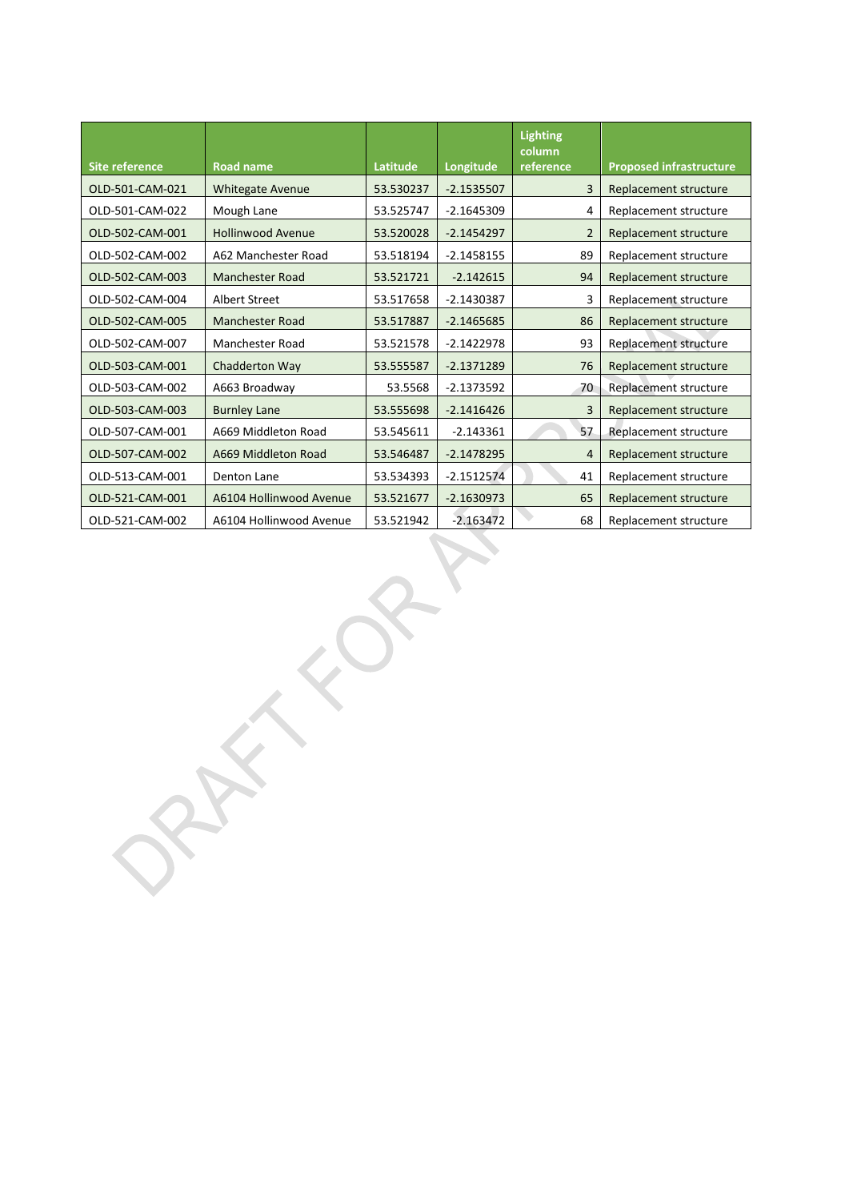| Site reference | Road name | Latitude | Longitude | Lighting column reference | Proposed infrastructure |
|---|---|---|---|---|---|
| OLD-501-CAM-021 | Whitegate Avenue | 53.530237 | -2.1535507 | 3 | Replacement structure |
| OLD-501-CAM-022 | Mough Lane | 53.525747 | -2.1645309 | 4 | Replacement structure |
| OLD-502-CAM-001 | Hollinwood Avenue | 53.520028 | -2.1454297 | 2 | Replacement structure |
| OLD-502-CAM-002 | A62 Manchester Road | 53.518194 | -2.1458155 | 89 | Replacement structure |
| OLD-502-CAM-003 | Manchester Road | 53.521721 | -2.142615 | 94 | Replacement structure |
| OLD-502-CAM-004 | Albert Street | 53.517658 | -2.1430387 | 3 | Replacement structure |
| OLD-502-CAM-005 | Manchester Road | 53.517887 | -2.1465685 | 86 | Replacement structure |
| OLD-502-CAM-007 | Manchester Road | 53.521578 | -2.1422978 | 93 | Replacement structure |
| OLD-503-CAM-001 | Chadderton Way | 53.555587 | -2.1371289 | 76 | Replacement structure |
| OLD-503-CAM-002 | A663 Broadway | 53.5568 | -2.1373592 | 70 | Replacement structure |
| OLD-503-CAM-003 | Burnley Lane | 53.555698 | -2.1416426 | 3 | Replacement structure |
| OLD-507-CAM-001 | A669 Middleton Road | 53.545611 | -2.143361 | 57 | Replacement structure |
| OLD-507-CAM-002 | A669 Middleton Road | 53.546487 | -2.1478295 | 4 | Replacement structure |
| OLD-513-CAM-001 | Denton Lane | 53.534393 | -2.1512574 | 41 | Replacement structure |
| OLD-521-CAM-001 | A6104 Hollinwood Avenue | 53.521677 | -2.1630973 | 65 | Replacement structure |
| OLD-521-CAM-002 | A6104 Hollinwood Avenue | 53.521942 | -2.163472 | 68 | Replacement structure |

DRAFT FOR APPROVAL